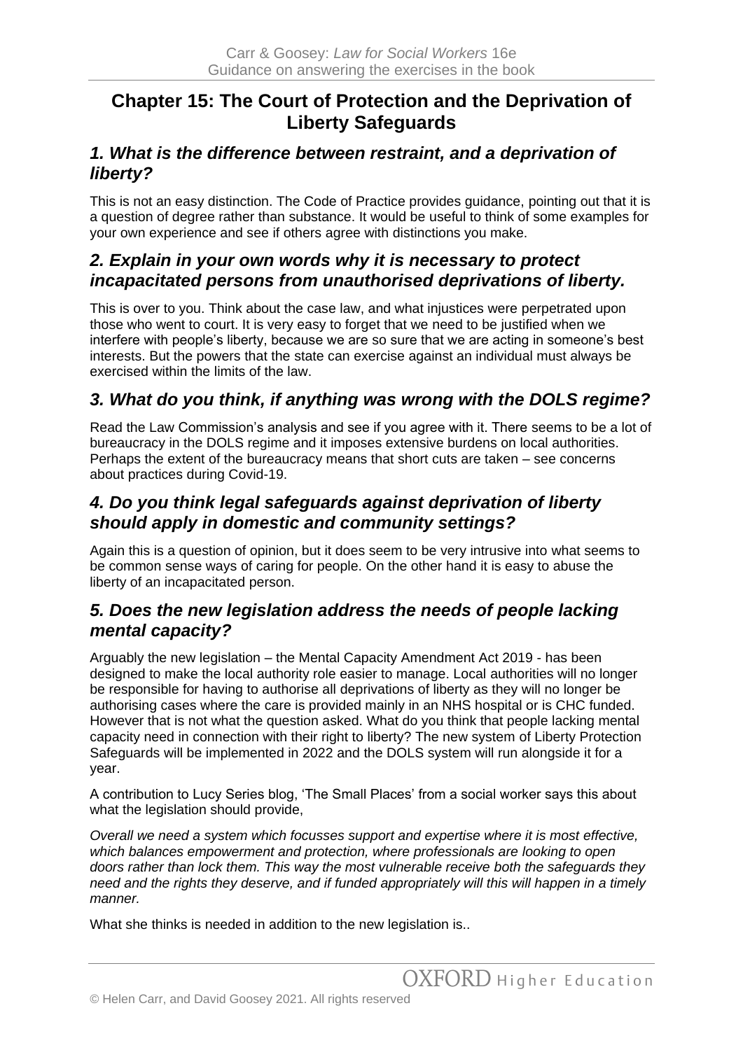## Chapter 15: The Court of Protection and the Deprivation of Liberty Safeguards

### *1. What is the difference between restraint, and a deprivation of liberty?*

This is not an easy distinction. The Code of Practice provides guidance, pointing out that it is a question of degree rather than substance. It would be useful to think of some examples for your own experience and see if others agree with distinctions you make.

### *2. Explain in your own words why it is necessary to protect incapacitated persons from unauthorised deprivations of liberty.*

This is over to you. Think about the case law, and what injustices were perpetrated upon those who went to court. It is very easy to forget that we need to be justified when we interfere with people's liberty, because we are so sure that we are acting in someone's best interests. But the powers that the state can exercise against an individual must always be exercised within the limits of the law.

### *3. What do you think, if anything was wrong with the DOLS regime?*

Read the Law Commission's analysis and see if you agree with it. There seems to be a lot of bureaucracy in the DOLS regime and it imposes extensive burdens on local authorities. Perhaps the extent of the bureaucracy means that short cuts are taken – see concerns about practices during Covid-19.

### *4. Do you think legal safeguards against deprivation of liberty should apply in domestic and community settings?*

Again this is a question of opinion, but it does seem to be very intrusive into what seems to be common sense ways of caring for people. On the other hand it is easy to abuse the liberty of an incapacitated person.

### *5. Does the new legislation address the needs of people lacking mental capacity?*

Arguably the new legislation – the Mental Capacity Amendment Act 2019 - has been designed to make the local authority role easier to manage. Local authorities will no longer be responsible for having to authorise all deprivations of liberty as they will no longer be authorising cases where the care is provided mainly in an NHS hospital or is CHC funded. However that is not what the question asked. What do you think that people lacking mental capacity need in connection with their right to liberty? The new system of Liberty Protection Safeguards will be implemented in 2022 and the DOLS system will run alongside it for a year.

A contribution to Lucy Series blog, 'The Small Places' from a social worker says this about what the legislation should provide,

*Overall we need a system which focusses support and expertise where it is most effective, which balances empowerment and protection, where professionals are looking to open doors rather than lock them. This way the most vulnerable receive both the safeguards they need and the rights they deserve, and if funded appropriately will this will happen in a timely manner.*

What she thinks is needed in addition to the new legislation is..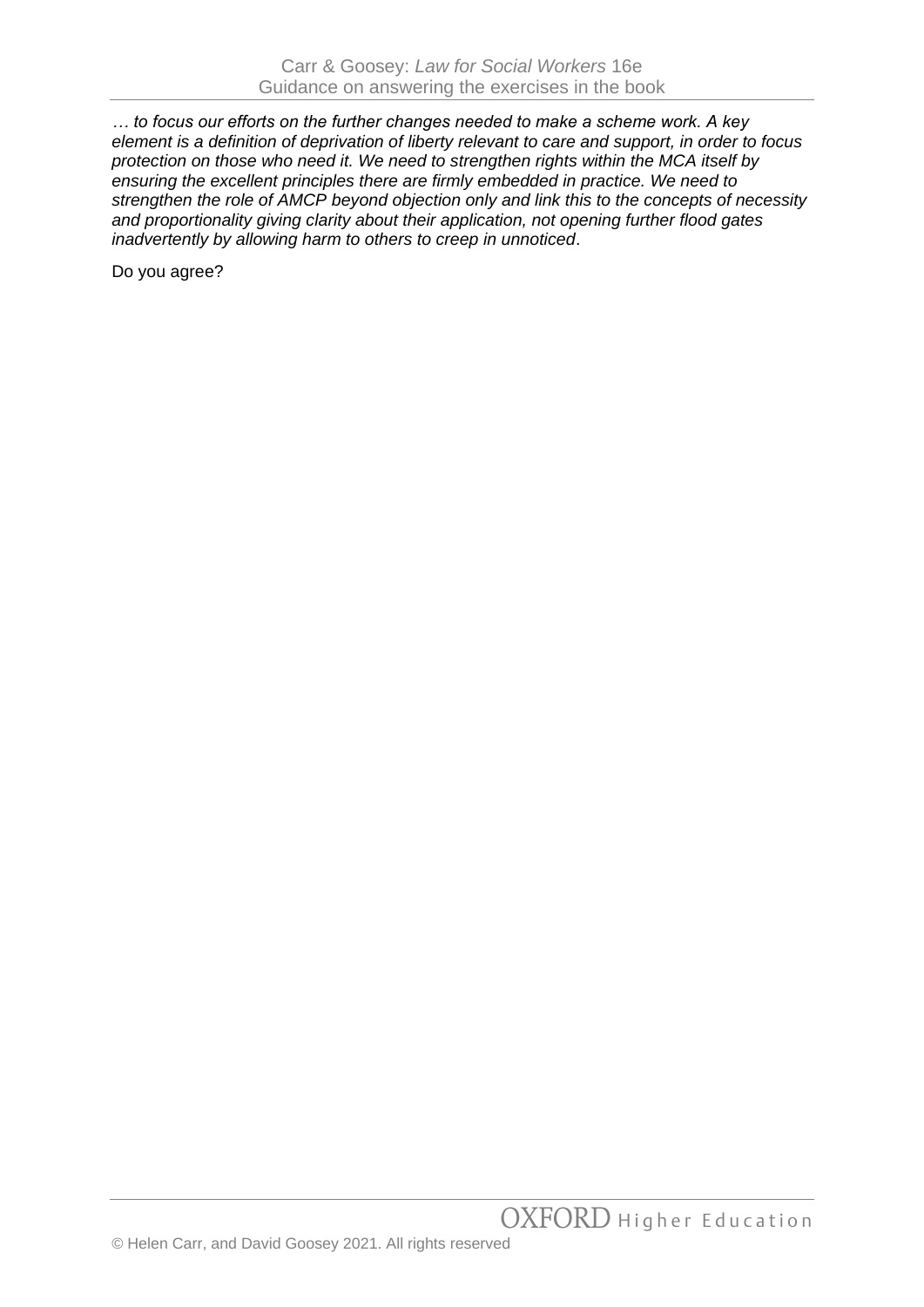*… to focus our efforts on the further changes needed to make a scheme work. A key element is a definition of deprivation of liberty relevant to care and support, in order to focus protection on those who need it. We need to strengthen rights within the MCA itself by ensuring the excellent principles there are firmly embedded in practice. We need to strengthen the role of AMCP beyond objection only and link this to the concepts of necessity and proportionality giving clarity about their application, not opening further flood gates inadvertently by allowing harm to others to creep in unnoticed*.

Do you agree?